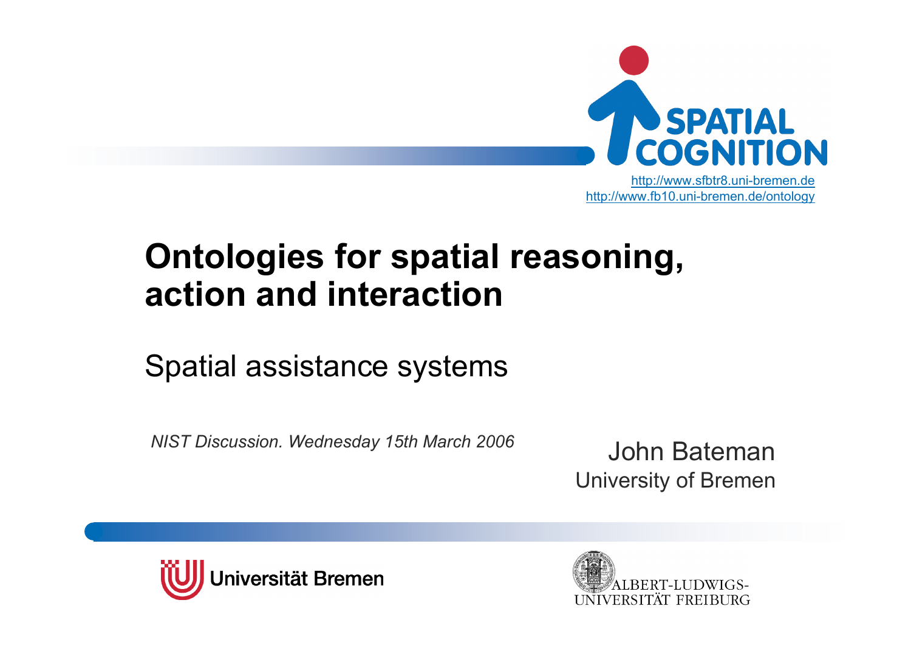SPATIAL COGNITION

http://www.sfbtr8.uni-bremen.de
http://www.fb10.uni-bremen.de/ontology

# Ontologies for spatial reasoning, action and interaction

## Spatial assistance systems

*NIST Discussion. Wednesday 15th March 2006*

John Bateman
University of Bremen

Universität Bremen

ALBERT-LUDWIGS-UNIVERSITÄT FREIBURG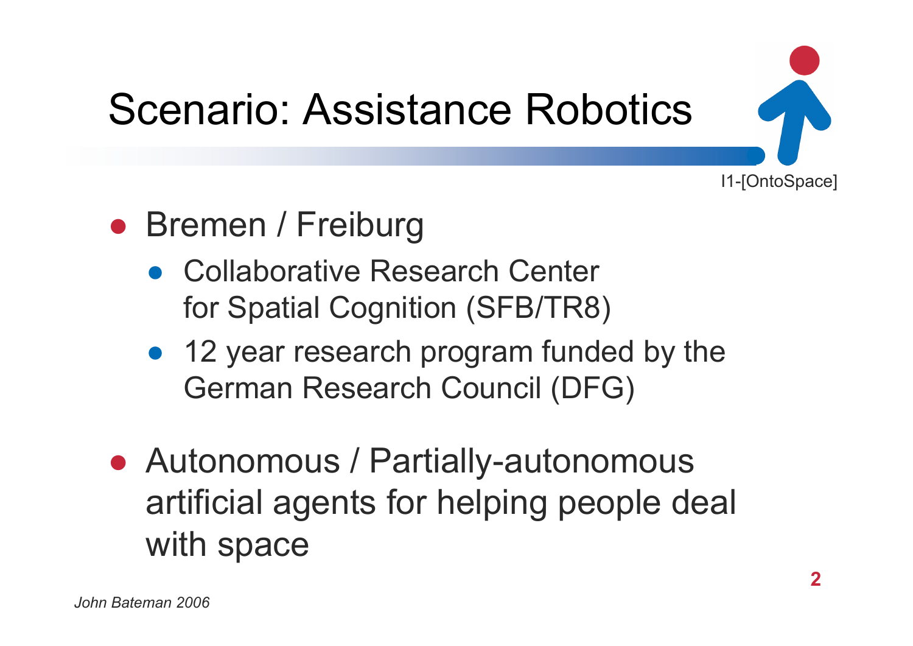# Scenario: Assistance Robotics

I1-[OntoSpace]

- Bremen / Freiburg
  - Collaborative Research Center for Spatial Cognition (SFB/TR8)
  - 12 year research program funded by the German Research Council (DFG)
- Autonomous / Partially-autonomous artificial agents for helping people deal with space

*John Bateman 2006*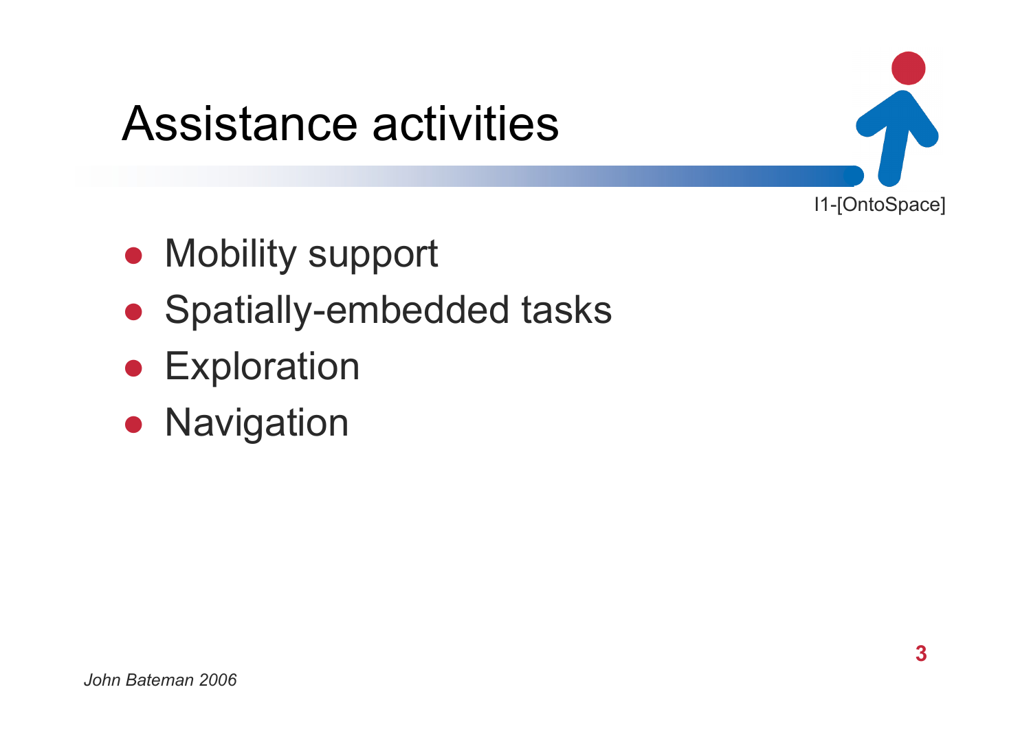# Assistance activities

- Mobility support
- Spatially-embedded tasks
- Exploration
- Navigation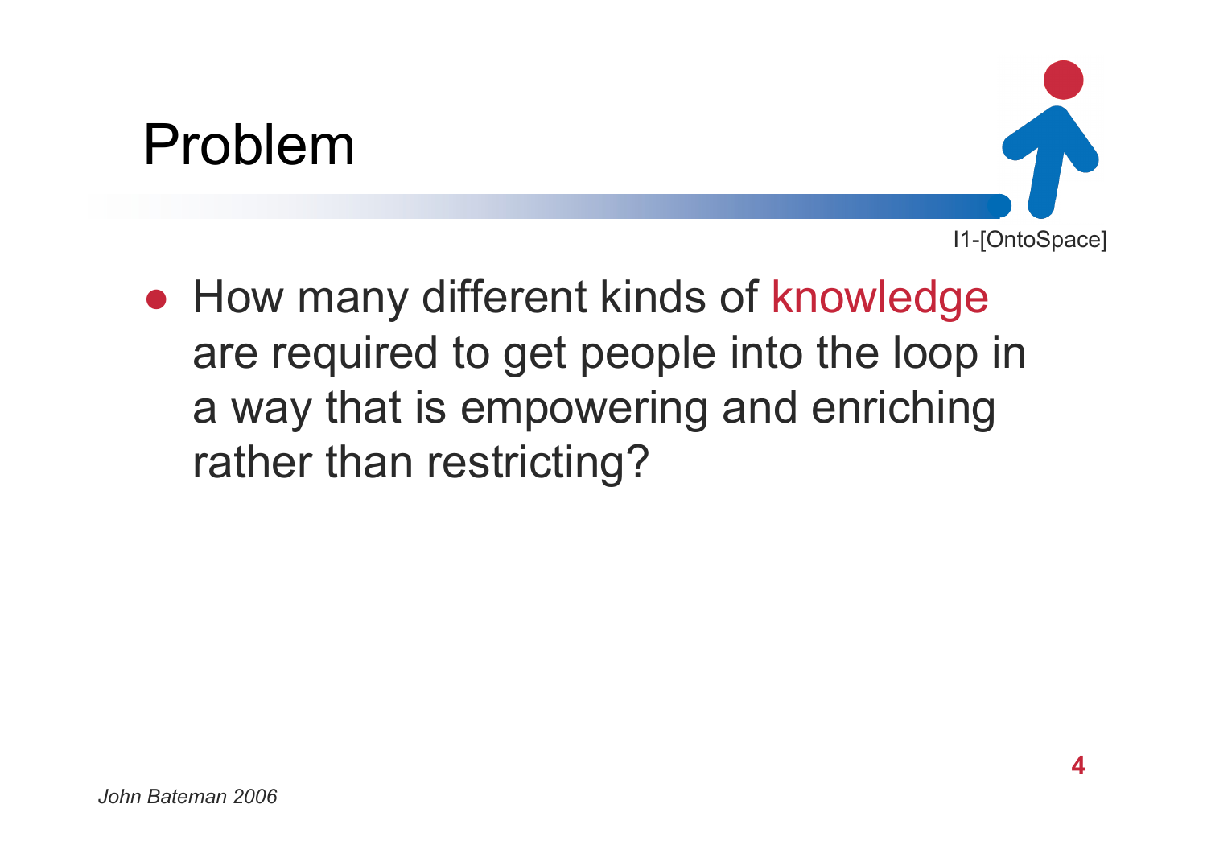# Problem

I1-[OntoSpace]

- How many different kinds of knowledge are required to get people into the loop in a way that is empowering and enriching rather than restricting?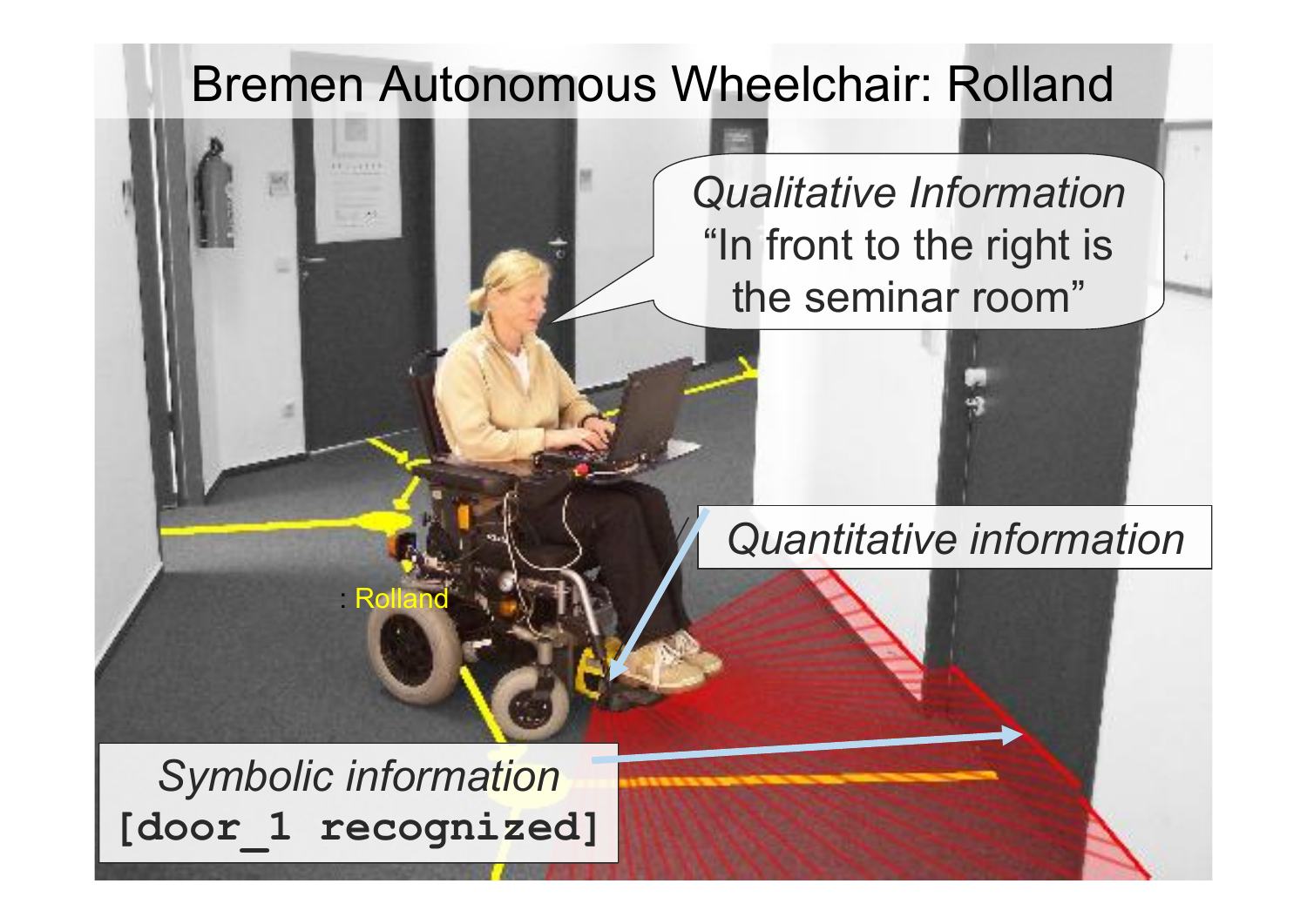# Bremen Autonomous Wheelchair: Rolland

*Qualitative Information*
"In front to the right is the seminar room"

*Quantitative information*

: Rolland

*Symbolic information*
**[door_1 recognized]**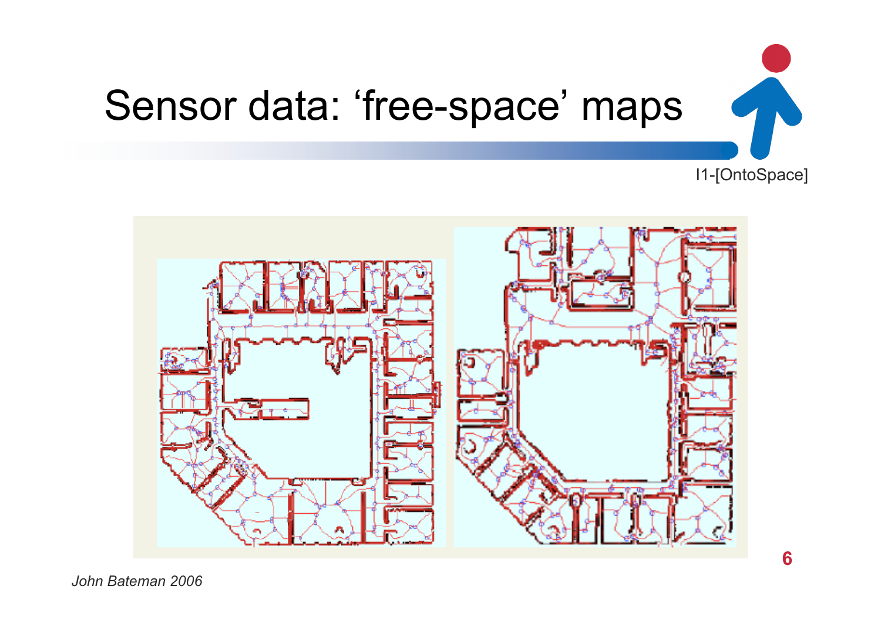# Sensor data: 'free-space' maps

I1-[OntoSpace]

*John Bateman 2006*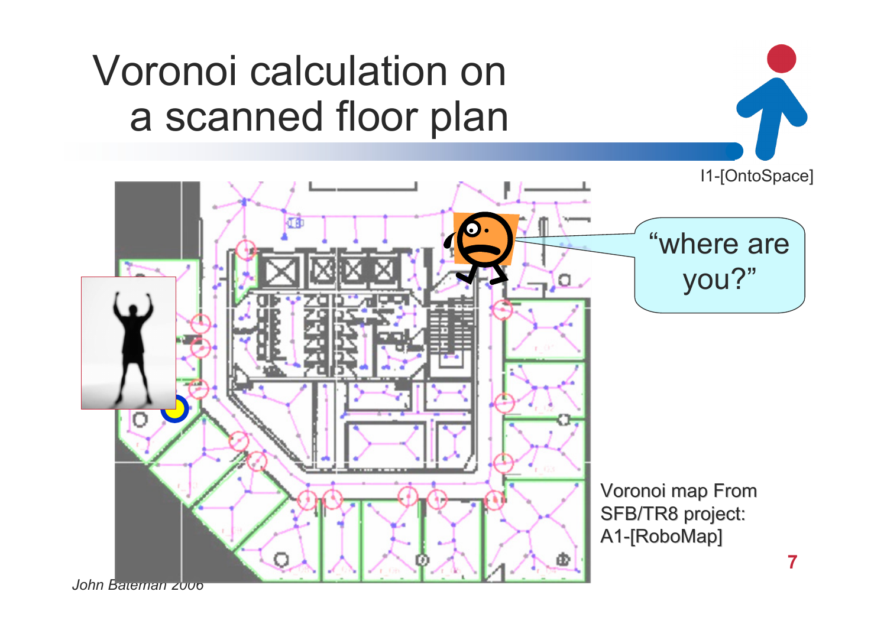# Voronoi calculation on a scanned floor plan

I1-[OntoSpace]

"where are you?"

Voronoi map From SFB/TR8 project: A1-[RoboMap]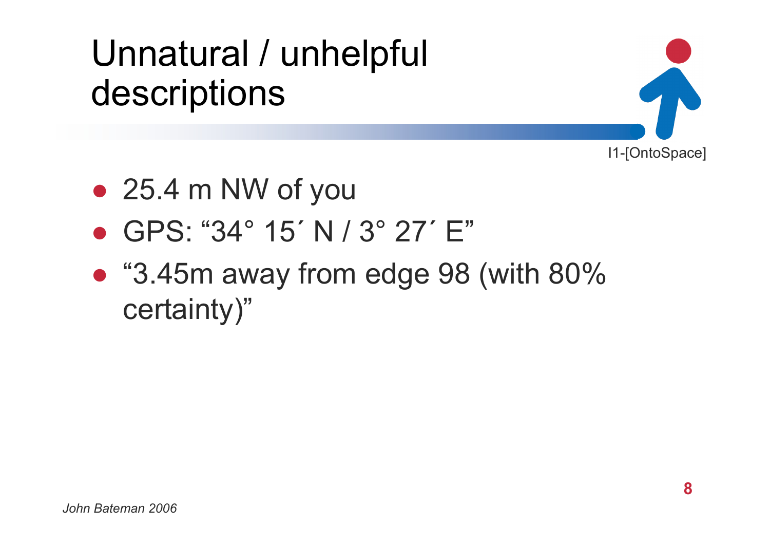# Unnatural / unhelpful descriptions

I1-[OntoSpace]

- 25.4 m NW of you
- GPS: “34° 15´ N / 3° 27´ E”
- “3.45m away from edge 98 (with 80% certainty)”

*John Bateman 2006*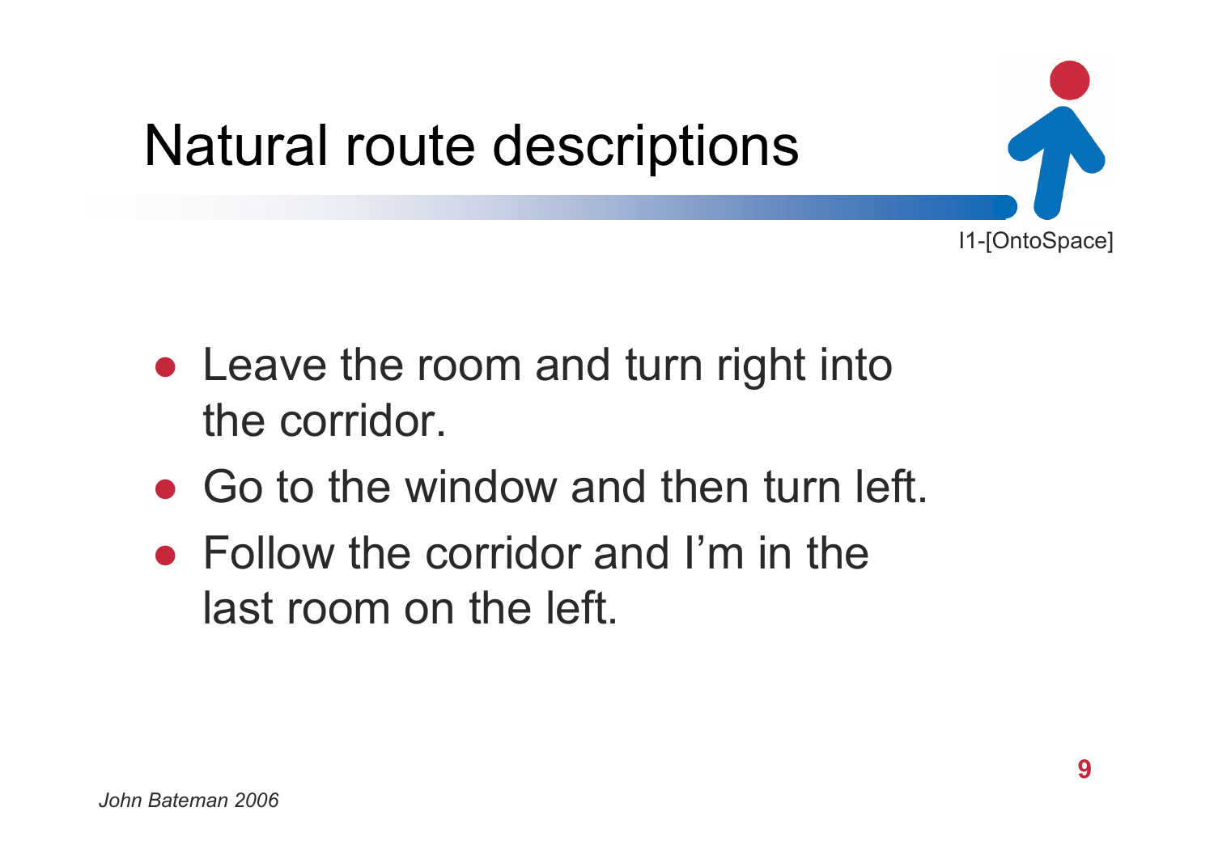# Natural route descriptions

- Leave the room and turn right into the corridor.
- Go to the window and then turn left.
- Follow the corridor and I'm in the last room on the left.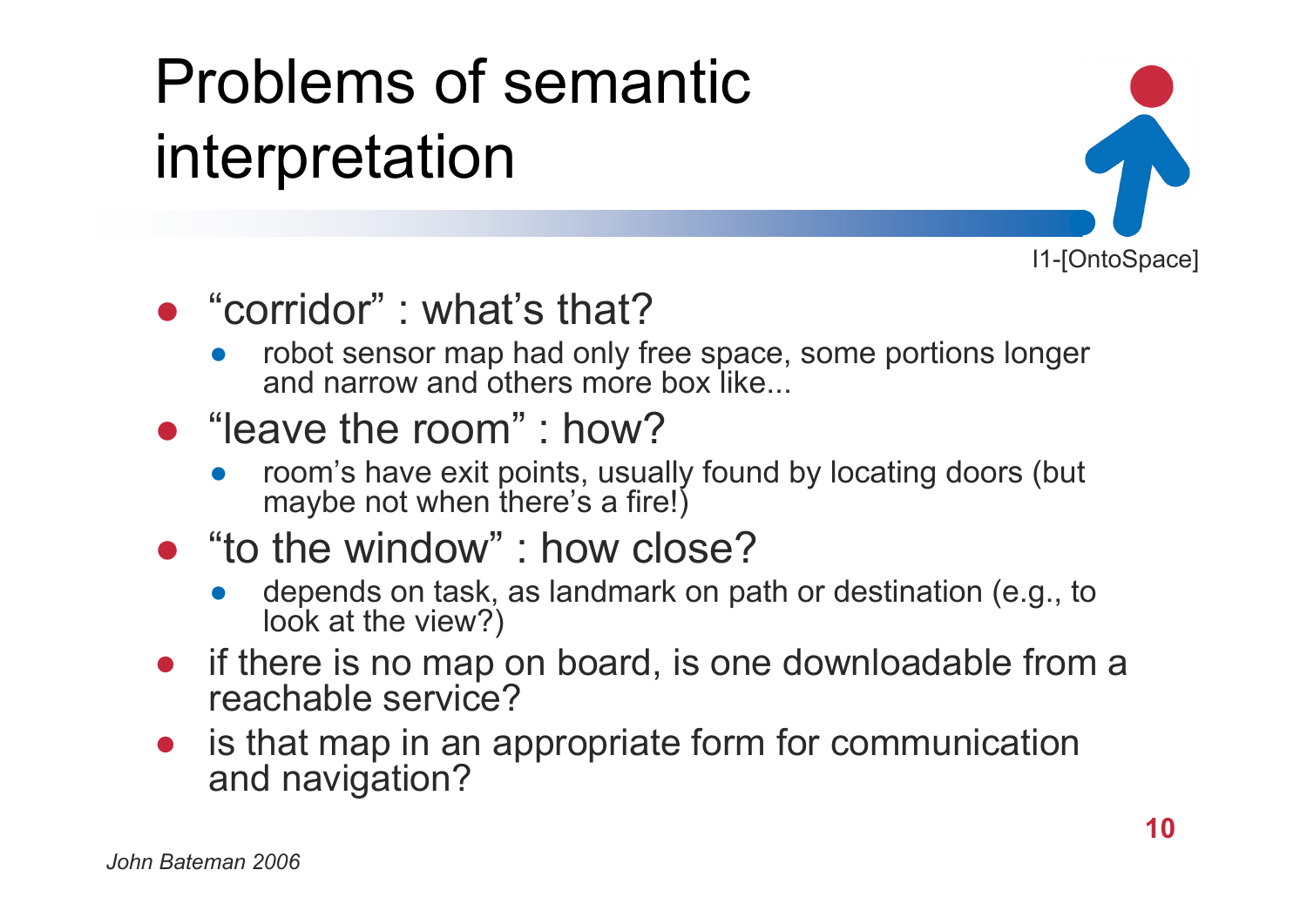# Problems of semantic interpretation

I1-[OntoSpace]

- “corridor” : what’s that?
  - robot sensor map had only free space, some portions longer and narrow and others more box like...
- “leave the room” : how?
  - room’s have exit points, usually found by locating doors (but maybe not when there’s a fire!)
- “to the window” : how close?
  - depends on task, as landmark on path or destination (e.g., to look at the view?)
- if there is no map on board, is one downloadable from a reachable service?
- is that map in an appropriate form for communication and navigation?

*John Bateman 2006*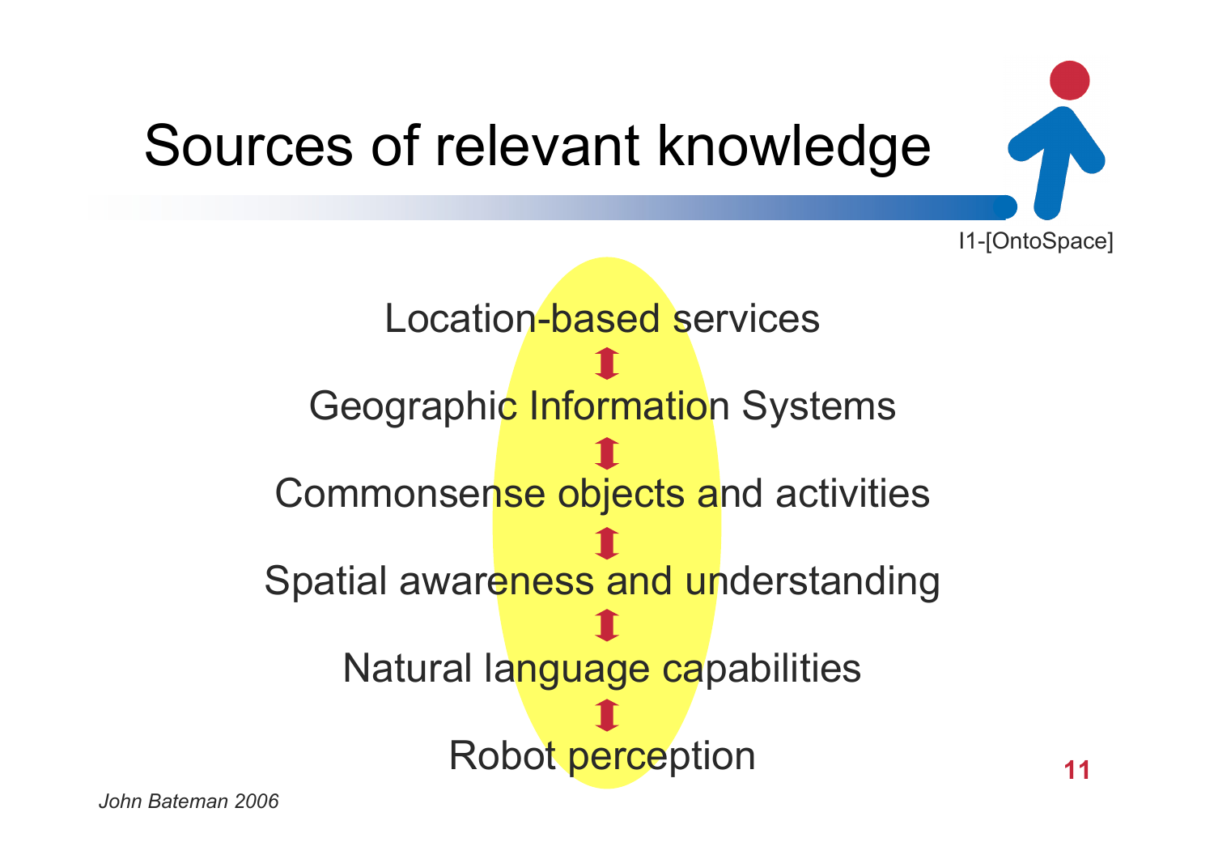# Sources of relevant knowledge

Location-based services

⬍

Geographic Information Systems

⬍

Commonsense objects and activities

⬍

Spatial awareness and understanding

⬍

Natural language capabilities

⬍

Robot perception

*John Bateman 2006*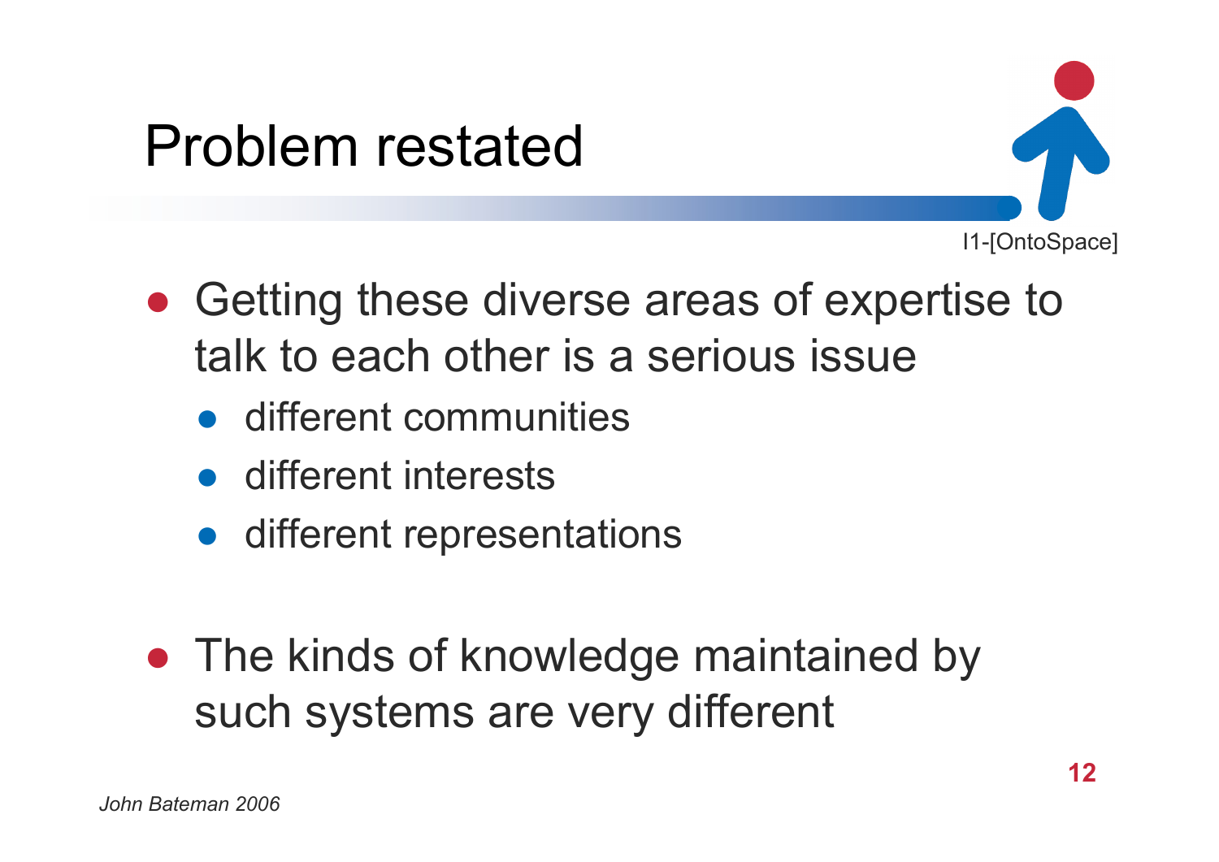# Problem restated

I1-[OntoSpace]

- Getting these diverse areas of expertise to talk to each other is a serious issue
  - different communities
  - different interests
  - different representations

- The kinds of knowledge maintained by such systems are very different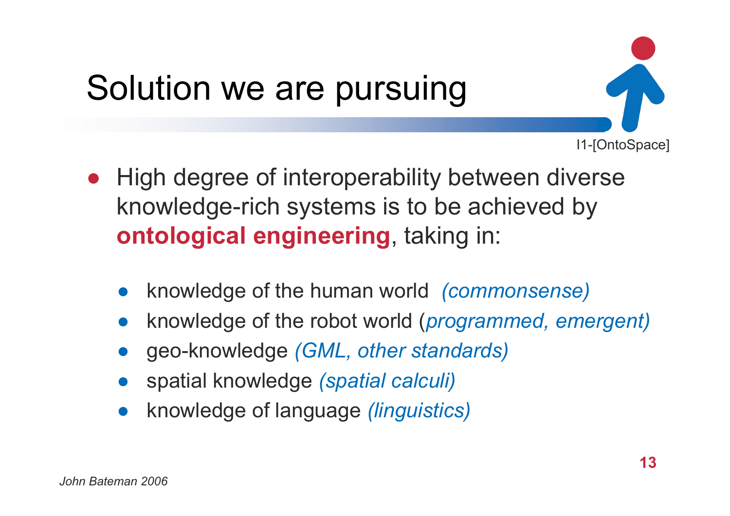# Solution we are pursuing

I1-[OntoSpace]

- High degree of interoperability between diverse knowledge-rich systems is to be achieved by **ontological engineering**, taking in:
  - knowledge of the human world *(commonsense)*
  - knowledge of the robot world (*programmed, emergent)*
  - geo-knowledge *(GML, other standards)*
  - spatial knowledge *(spatial calculi)*
  - knowledge of language *(linguistics)*

*John Bateman 2006*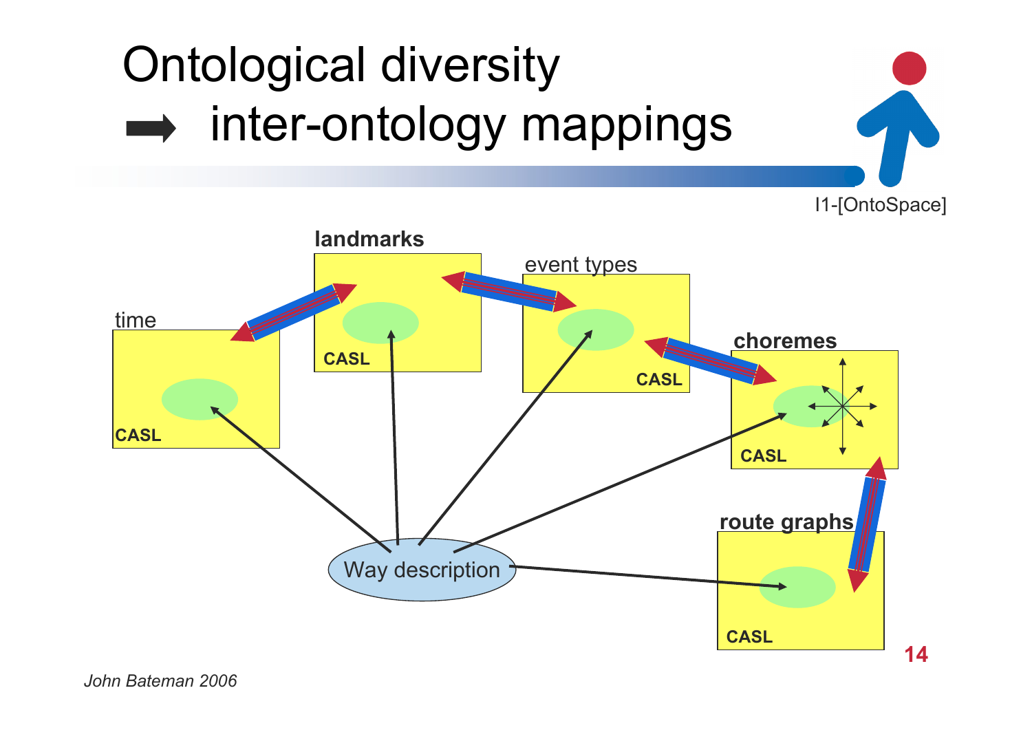# Ontological diversity
# ➡ inter-ontology mappings

I1-[OntoSpace]

landmarks

CASL

event types

CASL

time

CASL

choremes

CASL

route graphs

CASL

Way description

*John Bateman 2006*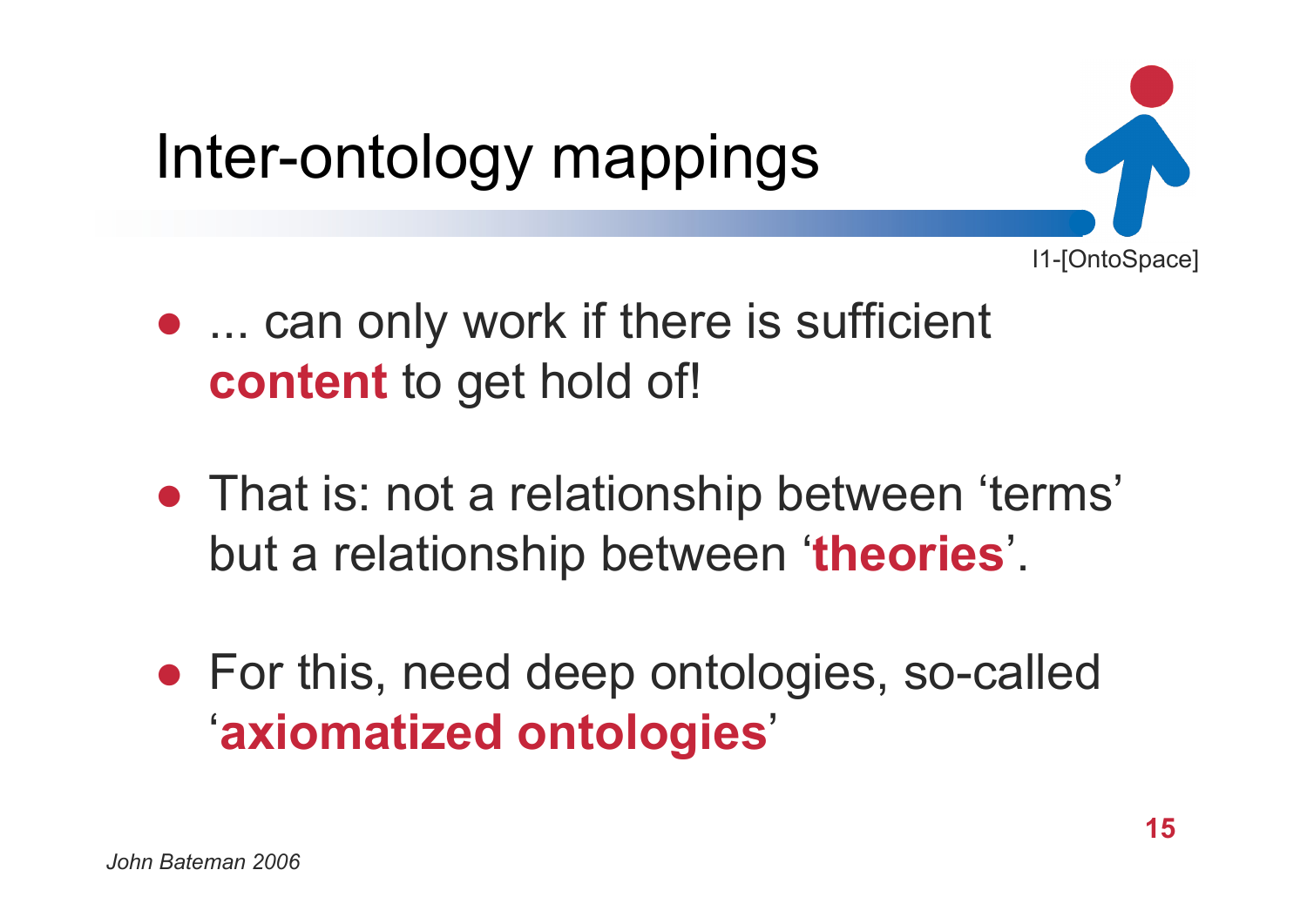# Inter-ontology mappings

- ... can only work if there is sufficient **content** to get hold of!
- That is: not a relationship between ‘terms’ but a relationship between ‘**theories**’.
- For this, need deep ontologies, so-called ‘**axiomatized ontologies**’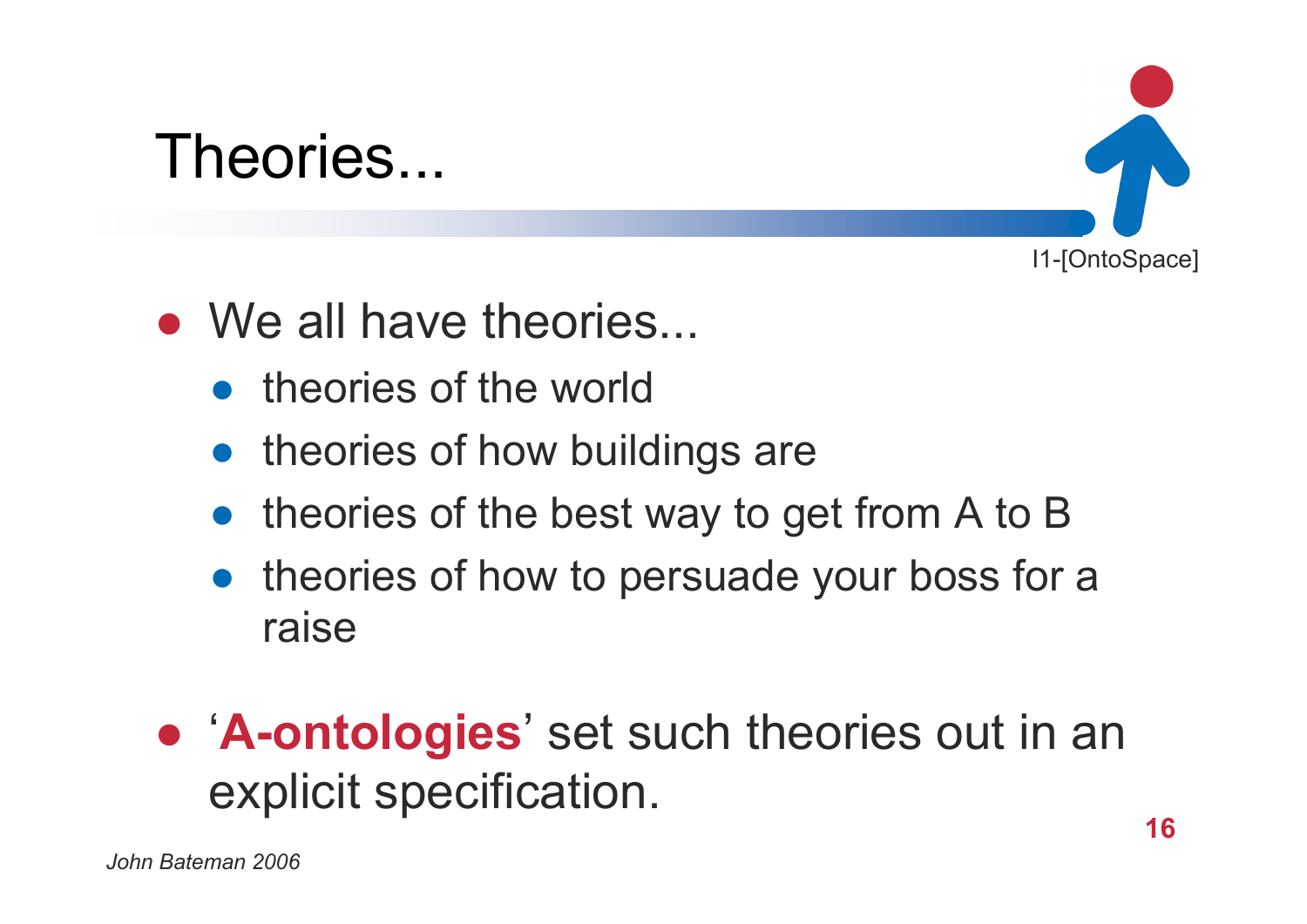# Theories...

- We all have theories...
  - theories of the world
  - theories of how buildings are
  - theories of the best way to get from A to B
  - theories of how to persuade your boss for a raise

- '**A-ontologies**' set such theories out in an explicit specification.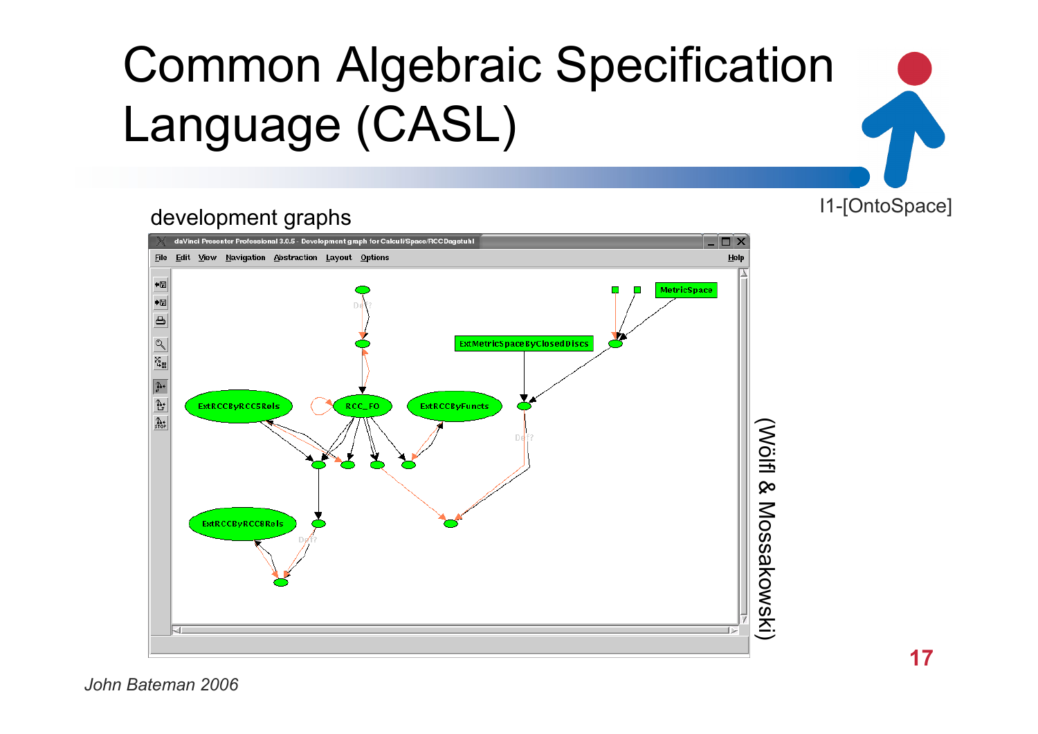# Common Algebraic Specification Language (CASL)

development graphs

(Wölfl & Mossakowski)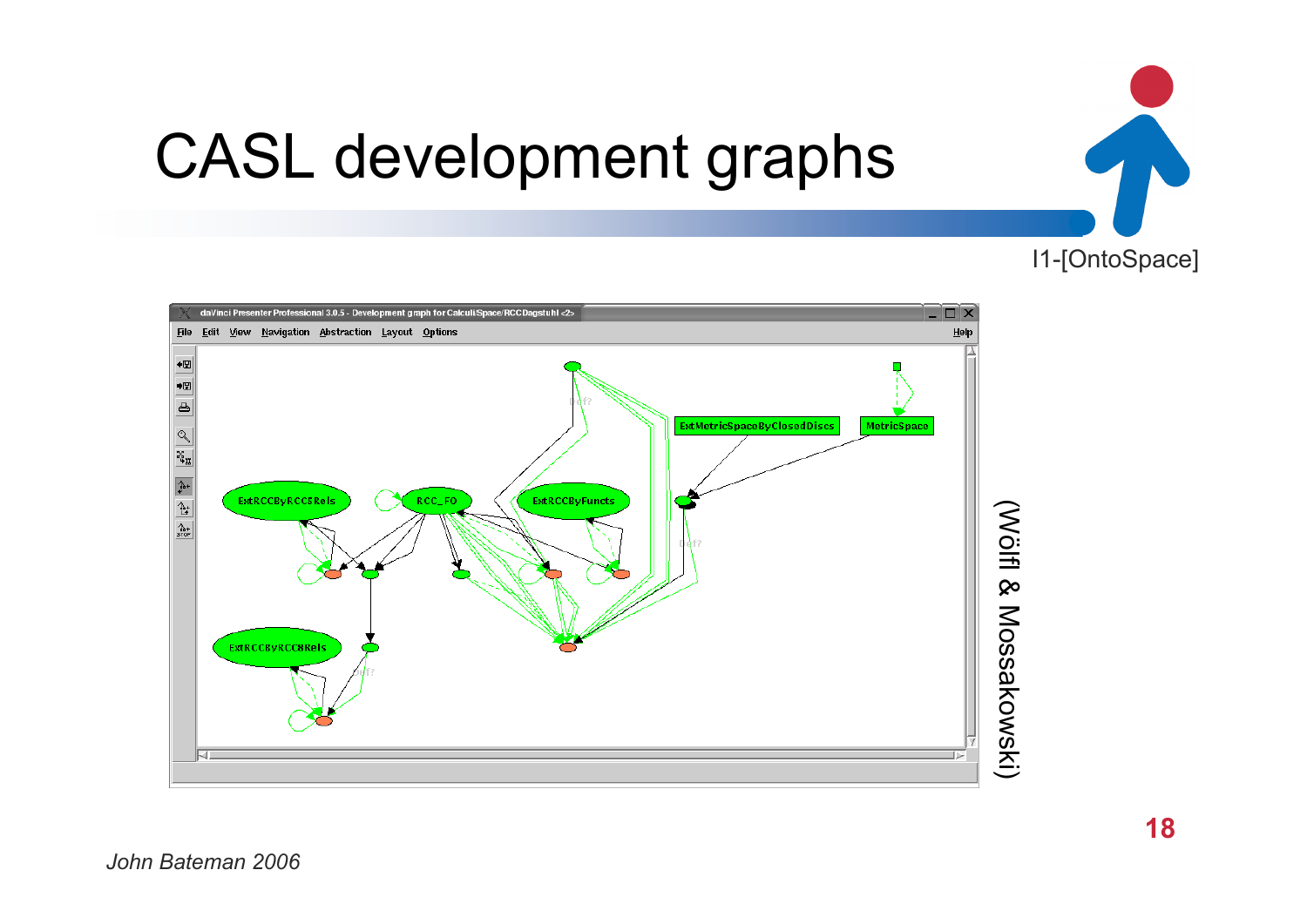# CASL development graphs

I1-[OntoSpace]

(Wölfl & Mossakowski)

*John Bateman 2006*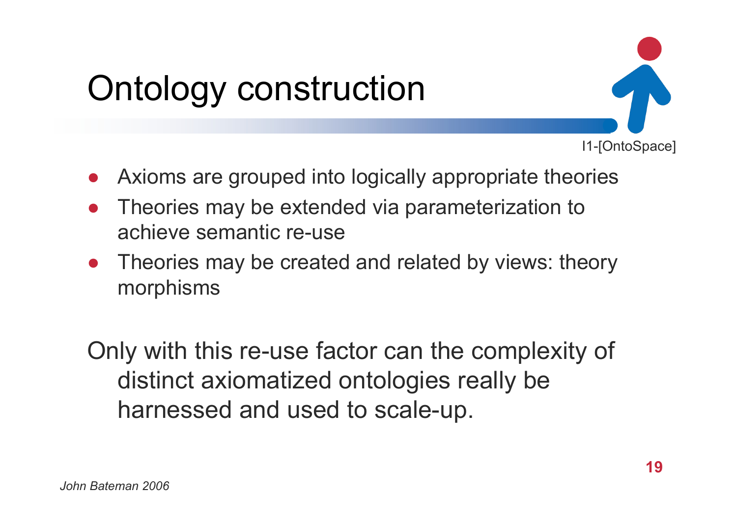# Ontology construction

I1-[OntoSpace]

- Axioms are grouped into logically appropriate theories
- Theories may be extended via parameterization to achieve semantic re-use
- Theories may be created and related by views: theory morphisms

Only with this re-use factor can the complexity of distinct axiomatized ontologies really be harnessed and used to scale-up.

*John Bateman 2006*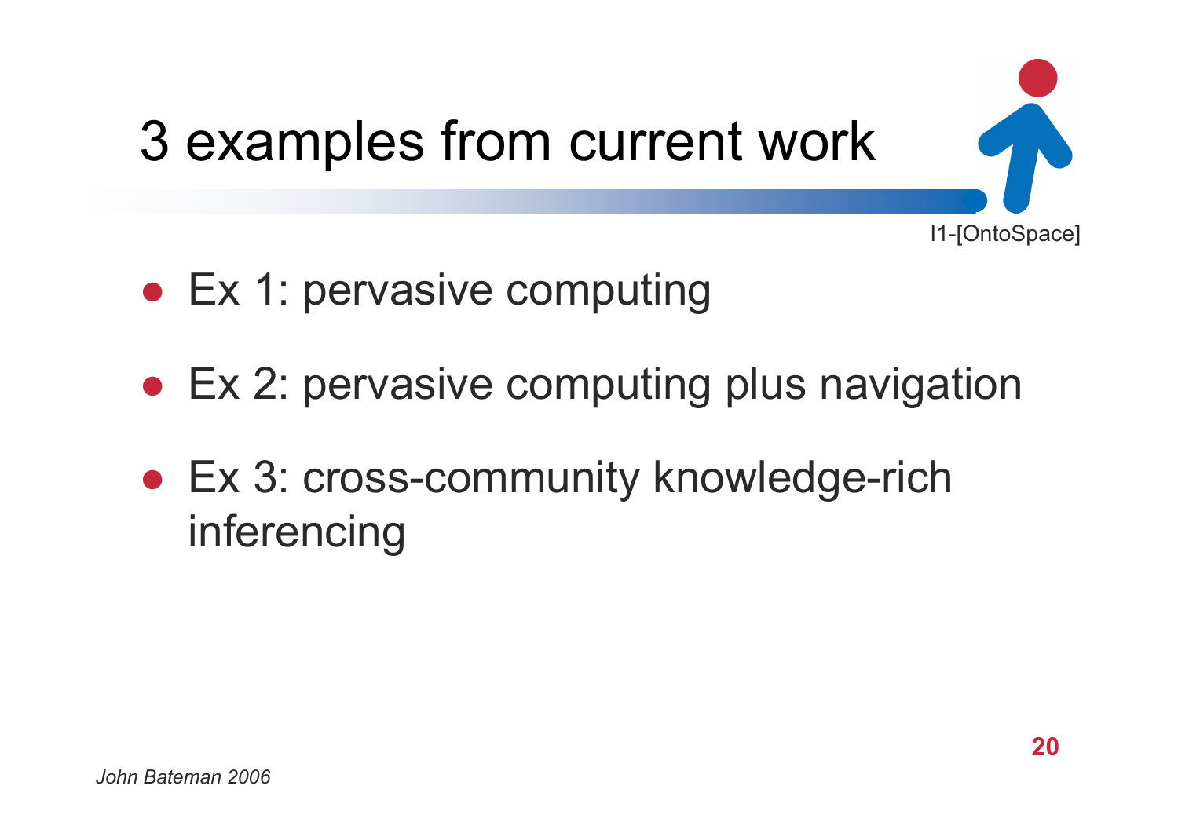# 3 examples from current work

I1-[OntoSpace]

- Ex 1: pervasive computing
- Ex 2: pervasive computing plus navigation
- Ex 3: cross-community knowledge-rich inferencing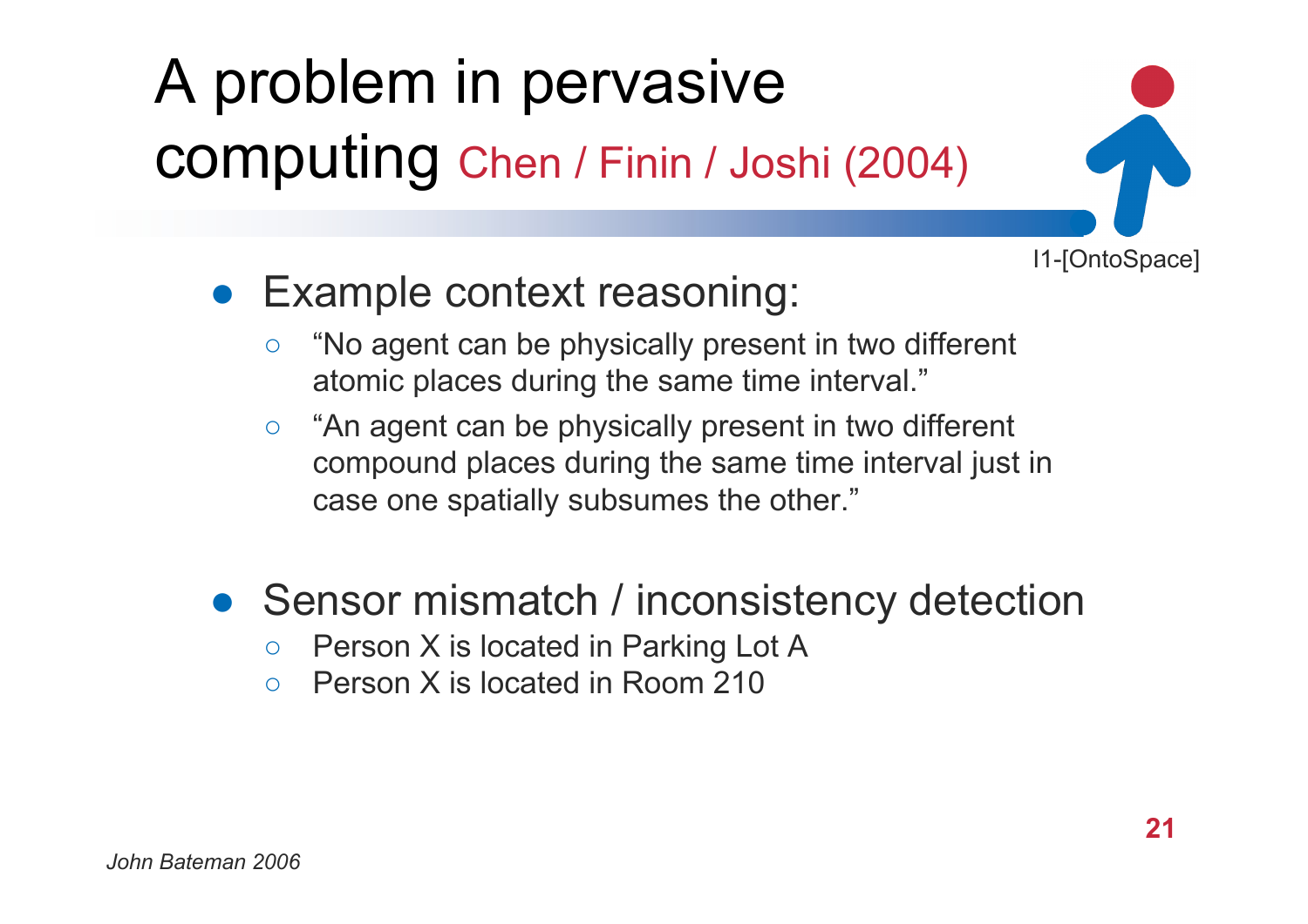# A problem in pervasive computing Chen / Finin / Joshi (2004)

I1-[OntoSpace]

- Example context reasoning:
  - “No agent can be physically present in two different atomic places during the same time interval.”
  - “An agent can be physically present in two different compound places during the same time interval just in case one spatially subsumes the other.”

- Sensor mismatch / inconsistency detection
  - Person X is located in Parking Lot A
  - Person X is located in Room 210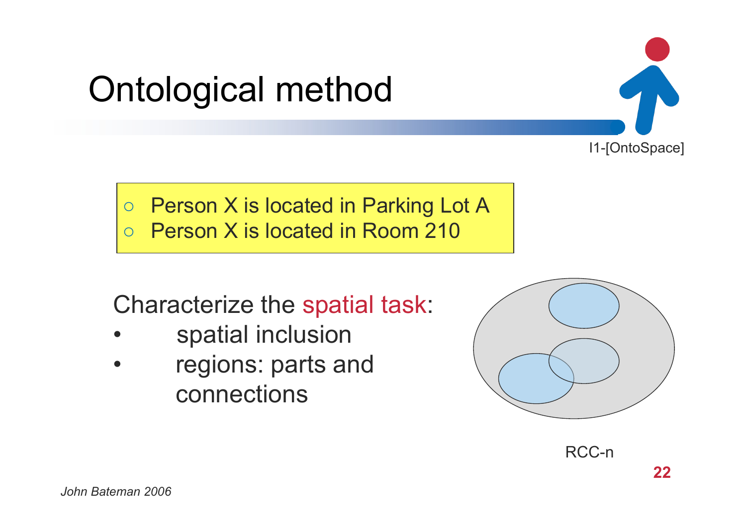# Ontological method

I1-[OntoSpace]

- Person X is located in Parking Lot A
- Person X is located in Room 210

Characterize the spatial task:

- spatial inclusion
- regions: parts and connections

RCC-n

*John Bateman 2006*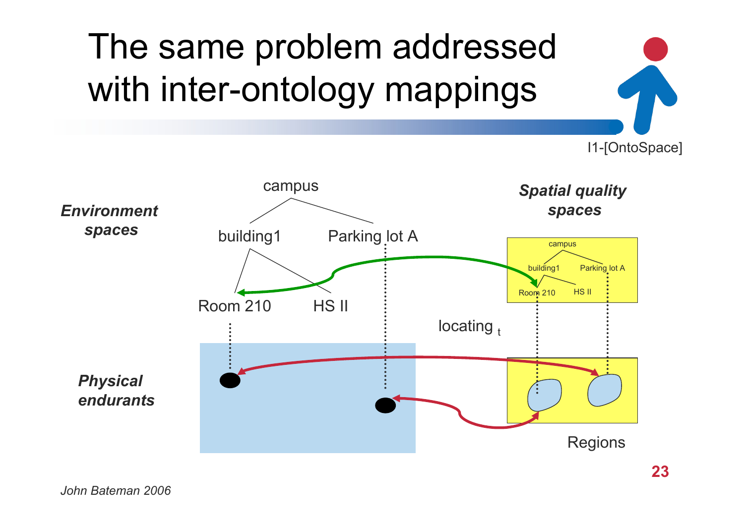# The same problem addressed with inter-ontology mappings

I1-[OntoSpace]

***Environment spaces***

campus

building1 Parking lot A

Room 210 HS II

***Spatial quality spaces***

campus

building1 Parking lot A

Room 210 HS II

locating $_t$

***Physical endurants***

Regions

*John Bateman 2006*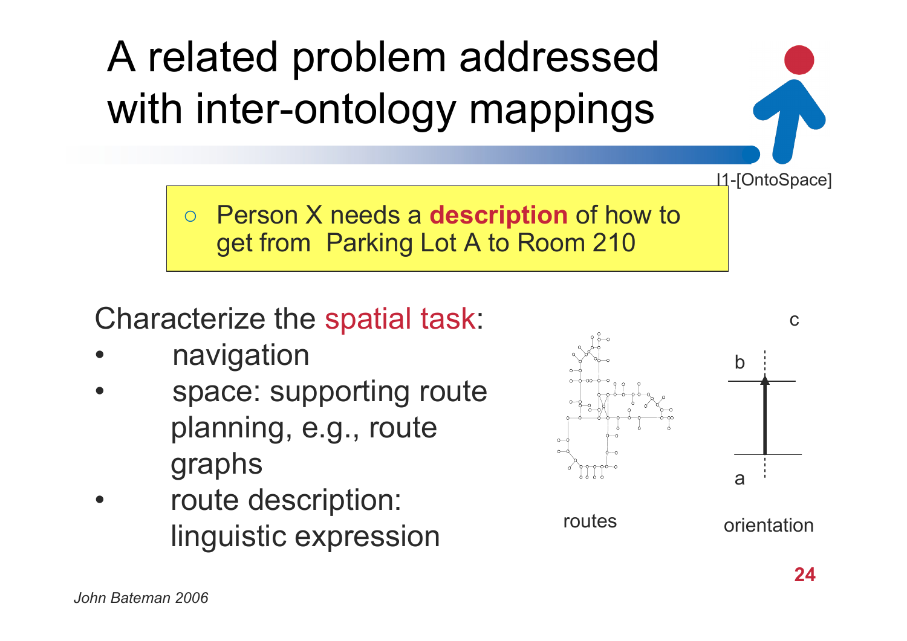# A related problem addressed with inter-ontology mappings

I1-[OntoSpace]

- Person X needs a **description** of how to get from Parking Lot A to Room 210

Characterize the spatial task:

- navigation
- space: supporting route planning, e.g., route graphs
- route description: linguistic expression

routes

orientation

c

b

a

*John Bateman 2006*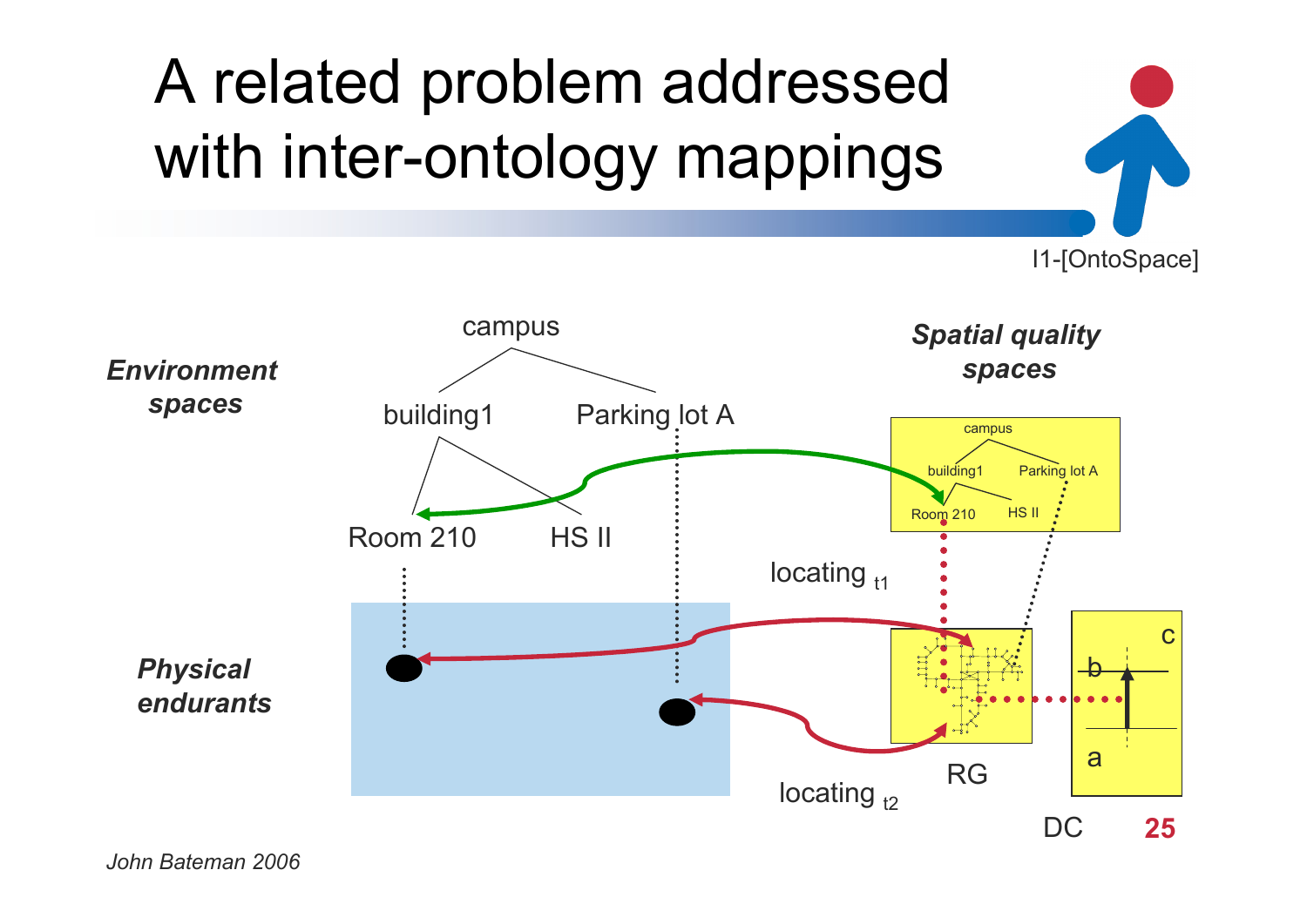# A related problem addressed with inter-ontology mappings

I1-[OntoSpace]

*Environment spaces*

campus

building1 | Parking lot A

Room 210 | HS II

*Spatial quality spaces*

campus

building1 | Parking lot A

Room 210 | HS II

locating $_{t1}$

*Physical endurants*

locating $_{t2}$

RG

c

b

a

DC

*John Bateman 2006*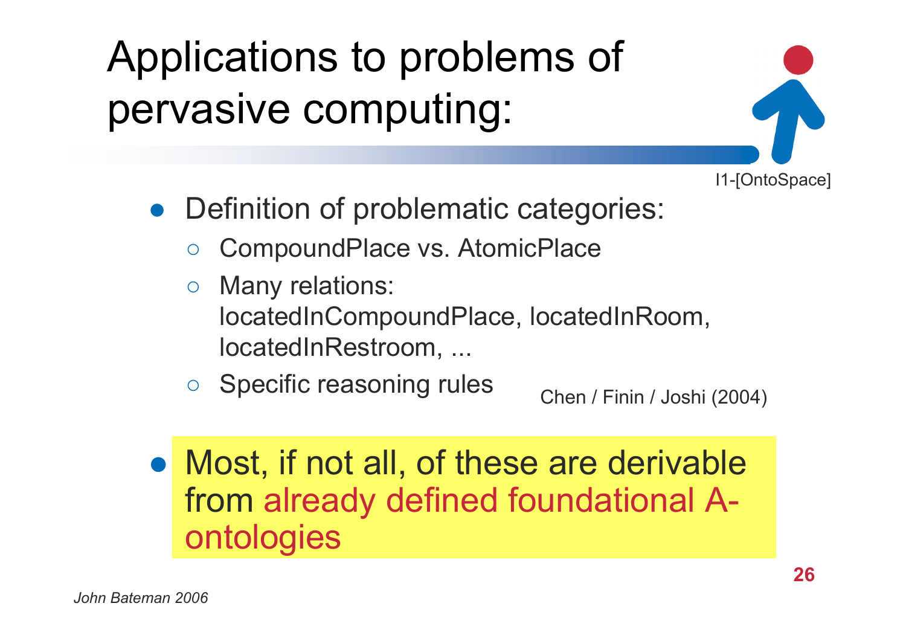# Applications to problems of pervasive computing:

I1-[OntoSpace]

- Definition of problematic categories:
  - CompoundPlace vs. AtomicPlace
  - Many relations: locatedInCompoundPlace, locatedInRoom, locatedInRestroom, ...
  - Specific reasoning rules

Chen / Finin / Joshi (2004)

- Most, if not all, of these are derivable from already defined foundational A-ontologies

*John Bateman 2006*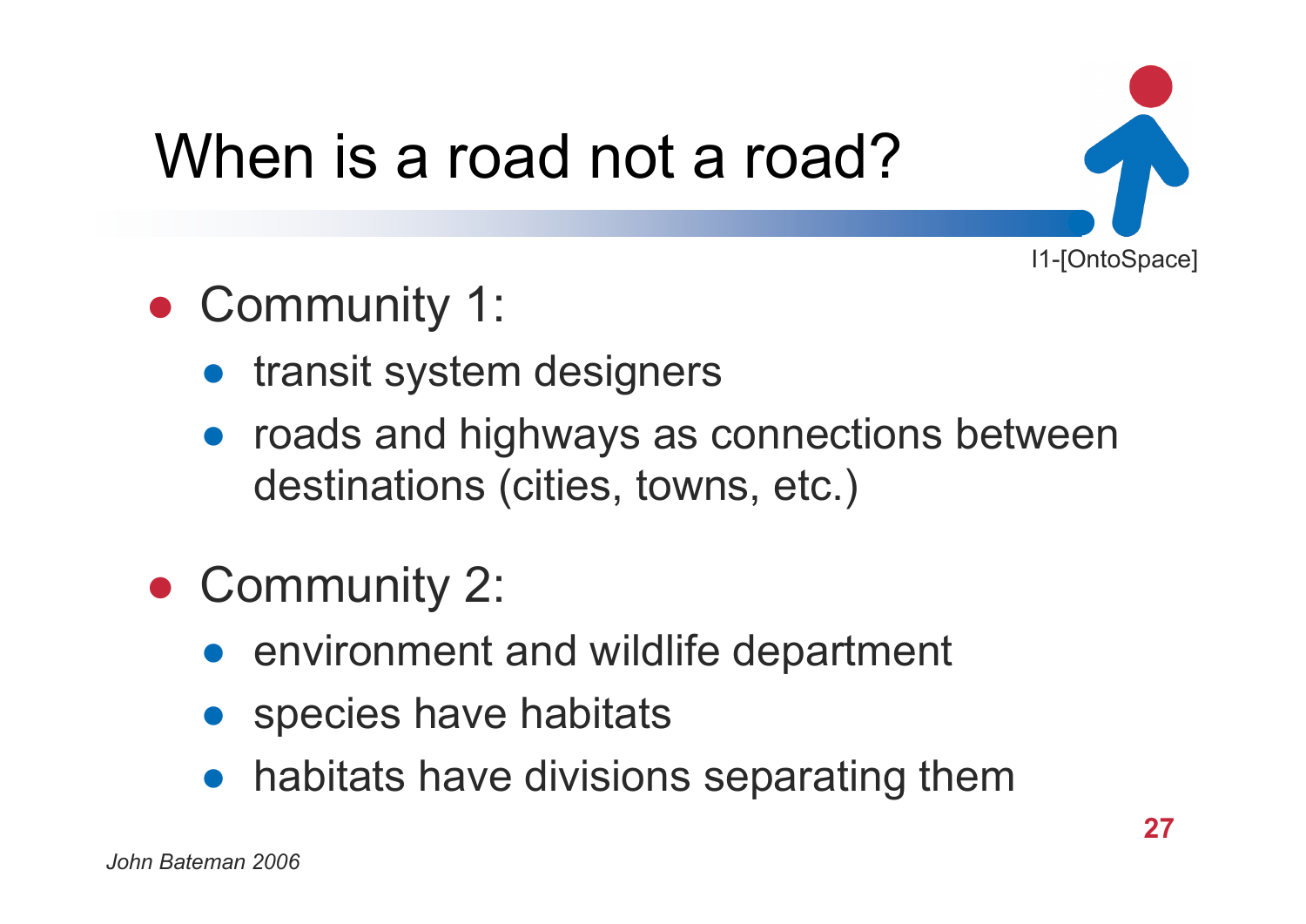# When is a road not a road?

I1-[OntoSpace]

- Community 1:
  - transit system designers
  - roads and highways as connections between destinations (cities, towns, etc.)
- Community 2:
  - environment and wildlife department
  - species have habitats
  - habitats have divisions separating them

*John Bateman 2006*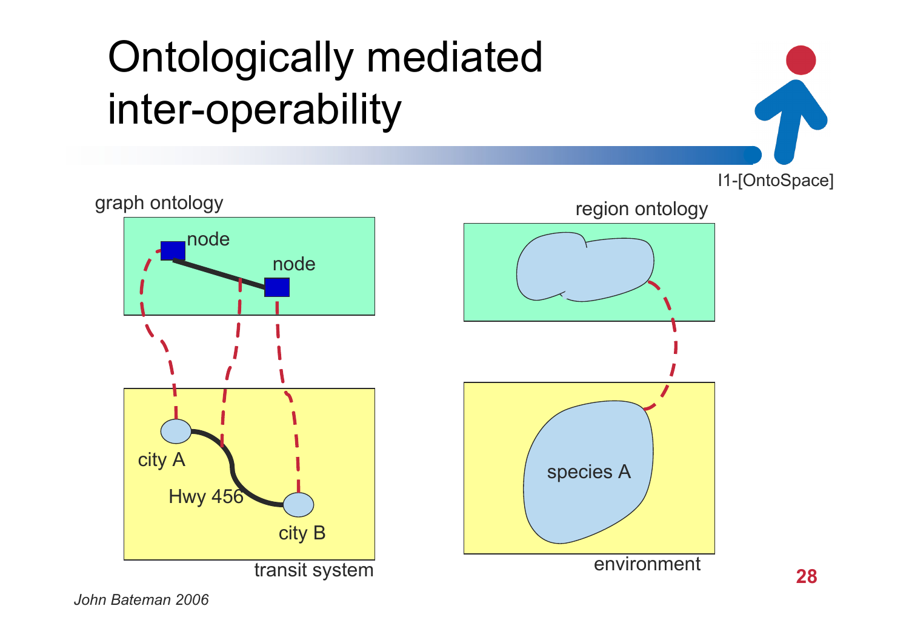# Ontologically mediated inter-operability

I1-[OntoSpace]

graph ontology

node

node

city A

Hwy 456

city B

transit system

region ontology

species A

environment

*John Bateman 2006*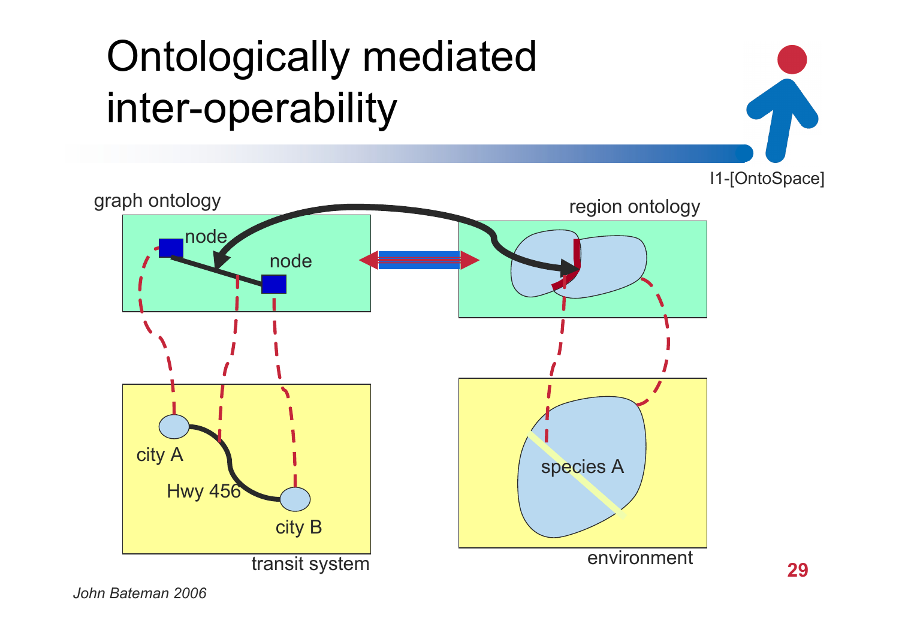# Ontologically mediated inter-operability

I1-[OntoSpace]

graph ontology

node

node

region ontology

transit system

city A

Hwy 456

city B

environment

species A

*John Bateman 2006*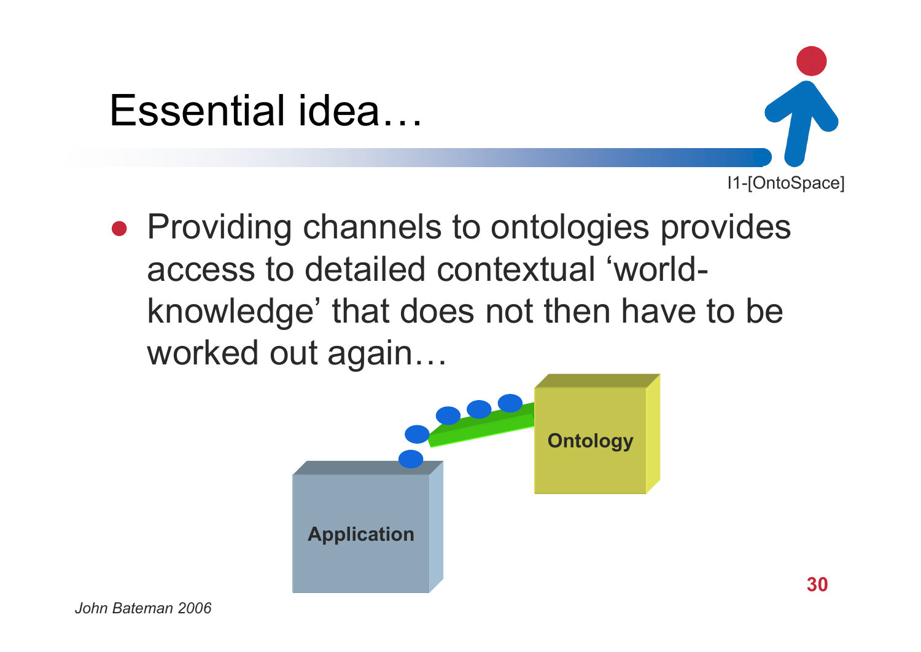# Essential idea…

- Providing channels to ontologies provides access to detailed contextual ‘world-knowledge’ that does not then have to be worked out again…

Application

Ontology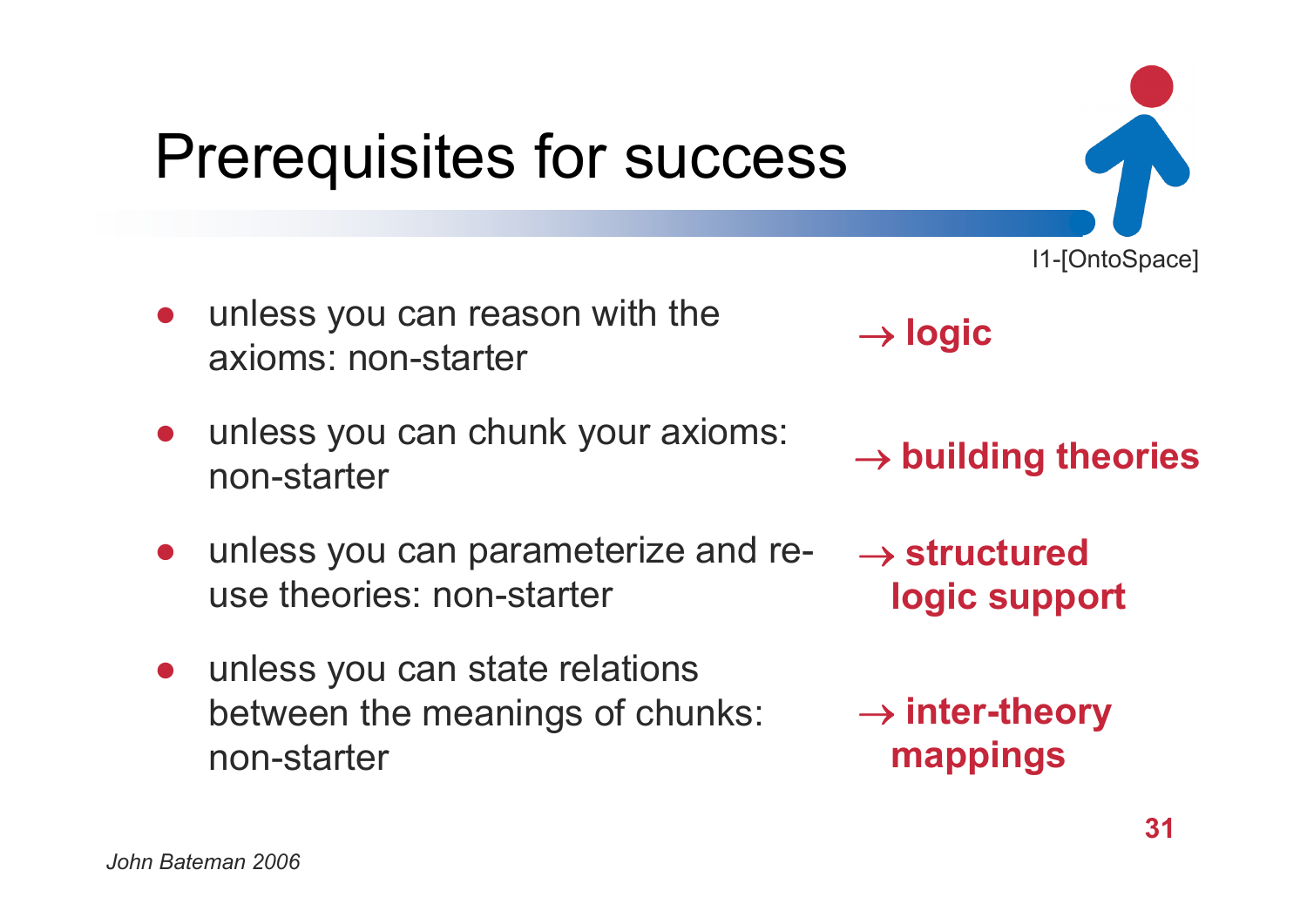# Prerequisites for success

I1-[OntoSpace]

- unless you can reason with the axioms: non-starter → **logic**
- unless you can chunk your axioms: non-starter → **building theories**
- unless you can parameterize and re-use theories: non-starter → **structured logic support**
- unless you can state relations between the meanings of chunks: non-starter → **inter-theory mappings**

*John Bateman 2006*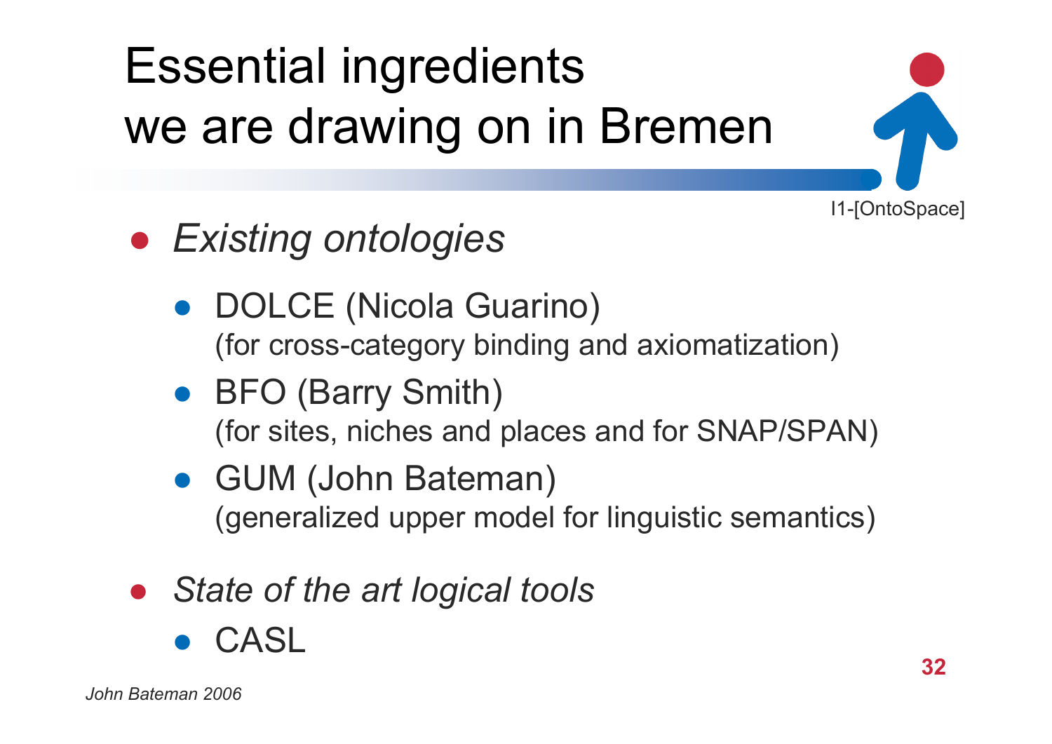# Essential ingredients we are drawing on in Bremen

I1-[OntoSpace]

- *Existing ontologies*
  - DOLCE (Nicola Guarino)
    (for cross-category binding and axiomatization)
  - BFO (Barry Smith)
    (for sites, niches and places and for SNAP/SPAN)
  - GUM (John Bateman)
    (generalized upper model for linguistic semantics)
- *State of the art logical tools*
  - CASL

*John Bateman 2006*